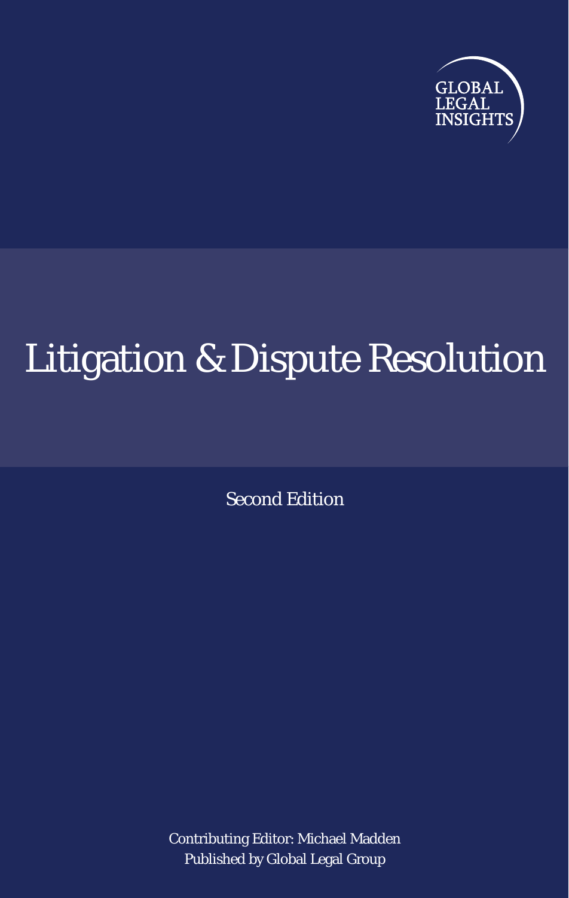GLOBAL
LEGAL
INSIGHTS

# Litigation & Dispute Resolution

Second Edition

Contributing Editor: Michael Madden
Published by Global Legal Group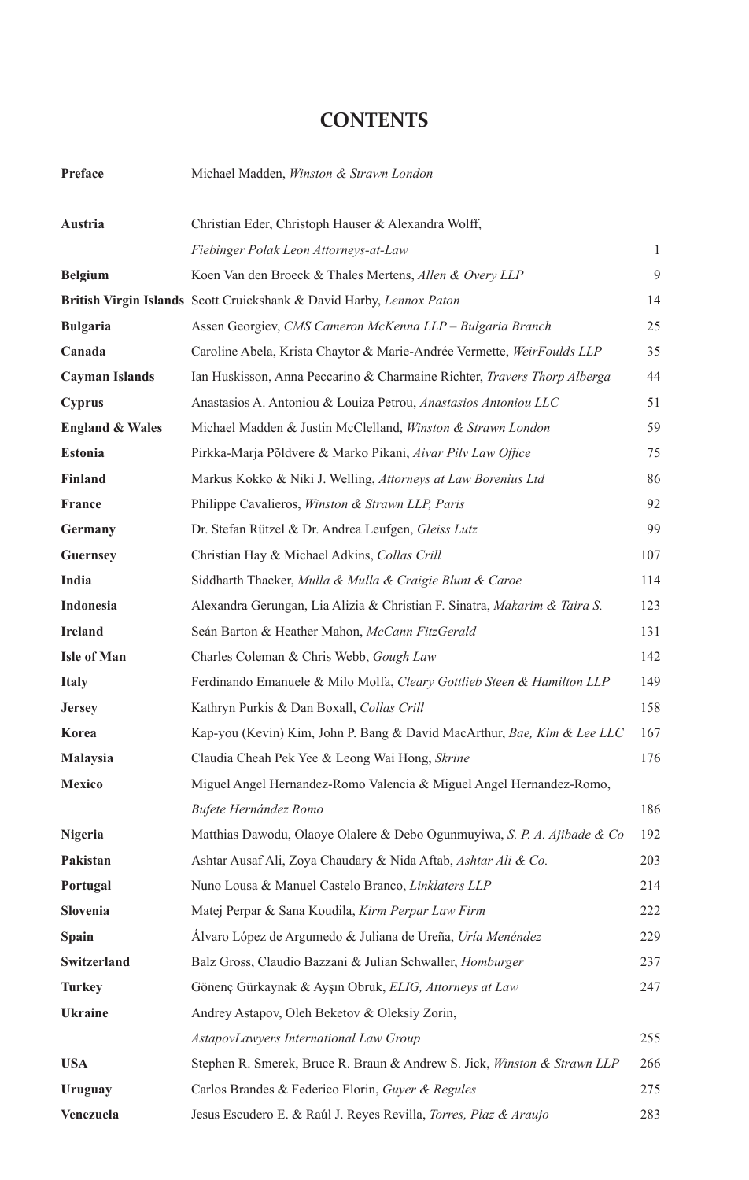# CONTENTS

| | | |
|---|---|---|
| **Preface** | Michael Madden, *Winston & Strawn London* | |
| **Austria** | Christian Eder, Christoph Hauser & Alexandra Wolff, *Fiebinger Polak Leon Attorneys-at-Law* | 1 |
| **Belgium** | Koen Van den Broeck & Thales Mertens, *Allen & Overy LLP* | 9 |
| **British Virgin Islands** | Scott Cruickshank & David Harby, *Lennox Paton* | 14 |
| **Bulgaria** | Assen Georgiev, *CMS Cameron McKenna LLP – Bulgaria Branch* | 25 |
| **Canada** | Caroline Abela, Krista Chaytor & Marie-Andrée Vermette, *WeirFoulds LLP* | 35 |
| **Cayman Islands** | Ian Huskisson, Anna Peccarino & Charmaine Richter, *Travers Thorp Alberga* | 44 |
| **Cyprus** | Anastasios A. Antoniou & Louiza Petrou, *Anastasios Antoniou LLC* | 51 |
| **England & Wales** | Michael Madden & Justin McClelland, *Winston & Strawn London* | 59 |
| **Estonia** | Pirkka-Marja Põldvere & Marko Pikani, *Aivar Pilv Law Office* | 75 |
| **Finland** | Markus Kokko & Niki J. Welling, *Attorneys at Law Borenius Ltd* | 86 |
| **France** | Philippe Cavalieros, *Winston & Strawn LLP, Paris* | 92 |
| **Germany** | Dr. Stefan Rützel & Dr. Andrea Leufgen, *Gleiss Lutz* | 99 |
| **Guernsey** | Christian Hay & Michael Adkins, *Collas Crill* | 107 |
| **India** | Siddharth Thacker, *Mulla & Mulla & Craigie Blunt & Caroe* | 114 |
| **Indonesia** | Alexandra Gerungan, Lia Alizia & Christian F. Sinatra, *Makarim & Taira S.* | 123 |
| **Ireland** | Seán Barton & Heather Mahon, *McCann FitzGerald* | 131 |
| **Isle of Man** | Charles Coleman & Chris Webb, *Gough Law* | 142 |
| **Italy** | Ferdinando Emanuele & Milo Molfa, *Cleary Gottlieb Steen & Hamilton LLP* | 149 |
| **Jersey** | Kathryn Purkis & Dan Boxall, *Collas Crill* | 158 |
| **Korea** | Kap-you (Kevin) Kim, John P. Bang & David MacArthur, *Bae, Kim & Lee LLC* | 167 |
| **Malaysia** | Claudia Cheah Pek Yee & Leong Wai Hong, *Skrine* | 176 |
| **Mexico** | Miguel Angel Hernandez-Romo Valencia & Miguel Angel Hernandez-Romo, *Bufete Hernández Romo* | 186 |
| **Nigeria** | Matthias Dawodu, Olaoye Olalere & Debo Ogunmuyiwa, *S. P. A. Ajibade & Co* | 192 |
| **Pakistan** | Ashtar Ausaf Ali, Zoya Chaudary & Nida Aftab, *Ashtar Ali & Co.* | 203 |
| **Portugal** | Nuno Lousa & Manuel Castelo Branco, *Linklaters LLP* | 214 |
| **Slovenia** | Matej Perpar & Sana Koudila, *Kirm Perpar Law Firm* | 222 |
| **Spain** | Álvaro López de Argumedo & Juliana de Ureña, *Uría Menéndez* | 229 |
| **Switzerland** | Balz Gross, Claudio Bazzani & Julian Schwaller, *Homburger* | 237 |
| **Turkey** | Gönenç Gürkaynak & Ayşın Obruk, *ELIG, Attorneys at Law* | 247 |
| **Ukraine** | Andrey Astapov, Oleh Beketov & Oleksiy Zorin, *AstapovLawyers International Law Group* | 255 |
| **USA** | Stephen R. Smerek, Bruce R. Braun & Andrew S. Jick, *Winston & Strawn LLP* | 266 |
| **Uruguay** | Carlos Brandes & Federico Florin, *Guyer & Regules* | 275 |
| **Venezuela** | Jesus Escudero E. & Raúl J. Reyes Revilla, *Torres, Plaz & Araujo* | 283 |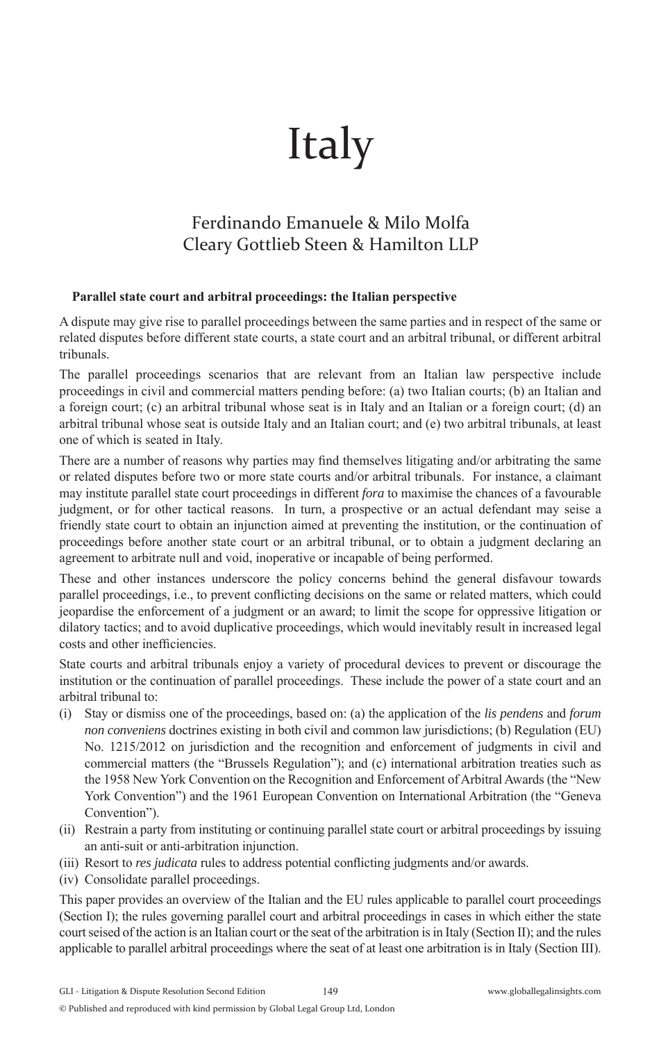# Italy

## Ferdinando Emanuele & Milo Molfa
## Cleary Gottlieb Steen & Hamilton LLP

### Parallel state court and arbitral proceedings: the Italian perspective

A dispute may give rise to parallel proceedings between the same parties and in respect of the same or related disputes before different state courts, a state court and an arbitral tribunal, or different arbitral tribunals.

The parallel proceedings scenarios that are relevant from an Italian law perspective include proceedings in civil and commercial matters pending before: (a) two Italian courts; (b) an Italian and a foreign court; (c) an arbitral tribunal whose seat is in Italy and an Italian or a foreign court; (d) an arbitral tribunal whose seat is outside Italy and an Italian court; and (e) two arbitral tribunals, at least one of which is seated in Italy.

There are a number of reasons why parties may find themselves litigating and/or arbitrating the same or related disputes before two or more state courts and/or arbitral tribunals. For instance, a claimant may institute parallel state court proceedings in different *fora* to maximise the chances of a favourable judgment, or for other tactical reasons. In turn, a prospective or an actual defendant may seise a friendly state court to obtain an injunction aimed at preventing the institution, or the continuation of proceedings before another state court or an arbitral tribunal, or to obtain a judgment declaring an agreement to arbitrate null and void, inoperative or incapable of being performed.

These and other instances underscore the policy concerns behind the general disfavour towards parallel proceedings, i.e., to prevent conflicting decisions on the same or related matters, which could jeopardise the enforcement of a judgment or an award; to limit the scope for oppressive litigation or dilatory tactics; and to avoid duplicative proceedings, which would inevitably result in increased legal costs and other inefficiencies.

State courts and arbitral tribunals enjoy a variety of procedural devices to prevent or discourage the institution or the continuation of parallel proceedings. These include the power of a state court and an arbitral tribunal to:

(i) Stay or dismiss one of the proceedings, based on: (a) the application of the *lis pendens* and *forum non conveniens* doctrines existing in both civil and common law jurisdictions; (b) Regulation (EU) No. 1215/2012 on jurisdiction and the recognition and enforcement of judgments in civil and commercial matters (the "Brussels Regulation"); and (c) international arbitration treaties such as the 1958 New York Convention on the Recognition and Enforcement of Arbitral Awards (the "New York Convention") and the 1961 European Convention on International Arbitration (the "Geneva Convention").

(ii) Restrain a party from instituting or continuing parallel state court or arbitral proceedings by issuing an anti-suit or anti-arbitration injunction.

(iii) Resort to *res judicata* rules to address potential conflicting judgments and/or awards.

(iv) Consolidate parallel proceedings.

This paper provides an overview of the Italian and the EU rules applicable to parallel court proceedings (Section I); the rules governing parallel court and arbitral proceedings in cases in which either the state court seised of the action is an Italian court or the seat of the arbitration is in Italy (Section II); and the rules applicable to parallel arbitral proceedings where the seat of at least one arbitration is in Italy (Section III).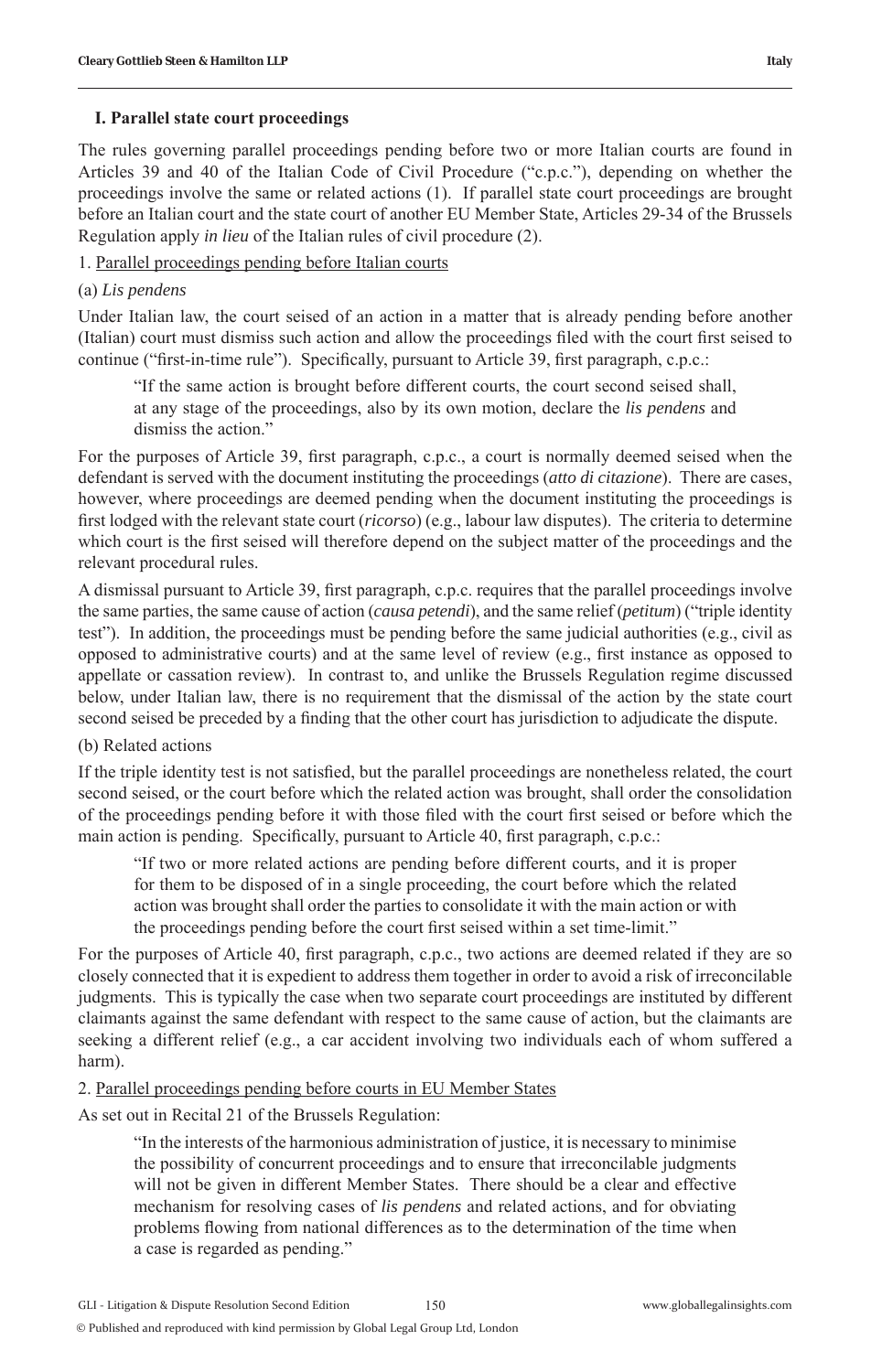### I. Parallel state court proceedings

The rules governing parallel proceedings pending before two or more Italian courts are found in Articles 39 and 40 of the Italian Code of Civil Procedure ("c.p.c."), depending on whether the proceedings involve the same or related actions (1). If parallel state court proceedings are brought before an Italian court and the state court of another EU Member State, Articles 29-34 of the Brussels Regulation apply *in lieu* of the Italian rules of civil procedure (2).

1. Parallel proceedings pending before Italian courts

(a) *Lis pendens*

Under Italian law, the court seised of an action in a matter that is already pending before another (Italian) court must dismiss such action and allow the proceedings filed with the court first seised to continue ("first-in-time rule"). Specifically, pursuant to Article 39, first paragraph, c.p.c.:

> "If the same action is brought before different courts, the court second seised shall, at any stage of the proceedings, also by its own motion, declare the *lis pendens* and dismiss the action."

For the purposes of Article 39, first paragraph, c.p.c., a court is normally deemed seised when the defendant is served with the document instituting the proceedings (*atto di citazione*). There are cases, however, where proceedings are deemed pending when the document instituting the proceedings is first lodged with the relevant state court (*ricorso*) (e.g., labour law disputes). The criteria to determine which court is the first seised will therefore depend on the subject matter of the proceedings and the relevant procedural rules.

A dismissal pursuant to Article 39, first paragraph, c.p.c. requires that the parallel proceedings involve the same parties, the same cause of action (*causa petendi*), and the same relief (*petitum*) ("triple identity test"). In addition, the proceedings must be pending before the same judicial authorities (e.g., civil as opposed to administrative courts) and at the same level of review (e.g., first instance as opposed to appellate or cassation review). In contrast to, and unlike the Brussels Regulation regime discussed below, under Italian law, there is no requirement that the dismissal of the action by the state court second seised be preceded by a finding that the other court has jurisdiction to adjudicate the dispute.

(b) Related actions

If the triple identity test is not satisfied, but the parallel proceedings are nonetheless related, the court second seised, or the court before which the related action was brought, shall order the consolidation of the proceedings pending before it with those filed with the court first seised or before which the main action is pending. Specifically, pursuant to Article 40, first paragraph, c.p.c.:

> "If two or more related actions are pending before different courts, and it is proper for them to be disposed of in a single proceeding, the court before which the related action was brought shall order the parties to consolidate it with the main action or with the proceedings pending before the court first seised within a set time-limit."

For the purposes of Article 40, first paragraph, c.p.c., two actions are deemed related if they are so closely connected that it is expedient to address them together in order to avoid a risk of irreconcilable judgments. This is typically the case when two separate court proceedings are instituted by different claimants against the same defendant with respect to the same cause of action, but the claimants are seeking a different relief (e.g., a car accident involving two individuals each of whom suffered a harm).

2. Parallel proceedings pending before courts in EU Member States

As set out in Recital 21 of the Brussels Regulation:

> "In the interests of the harmonious administration of justice, it is necessary to minimise the possibility of concurrent proceedings and to ensure that irreconcilable judgments will not be given in different Member States. There should be a clear and effective mechanism for resolving cases of *lis pendens* and related actions, and for obviating problems flowing from national differences as to the determination of the time when a case is regarded as pending."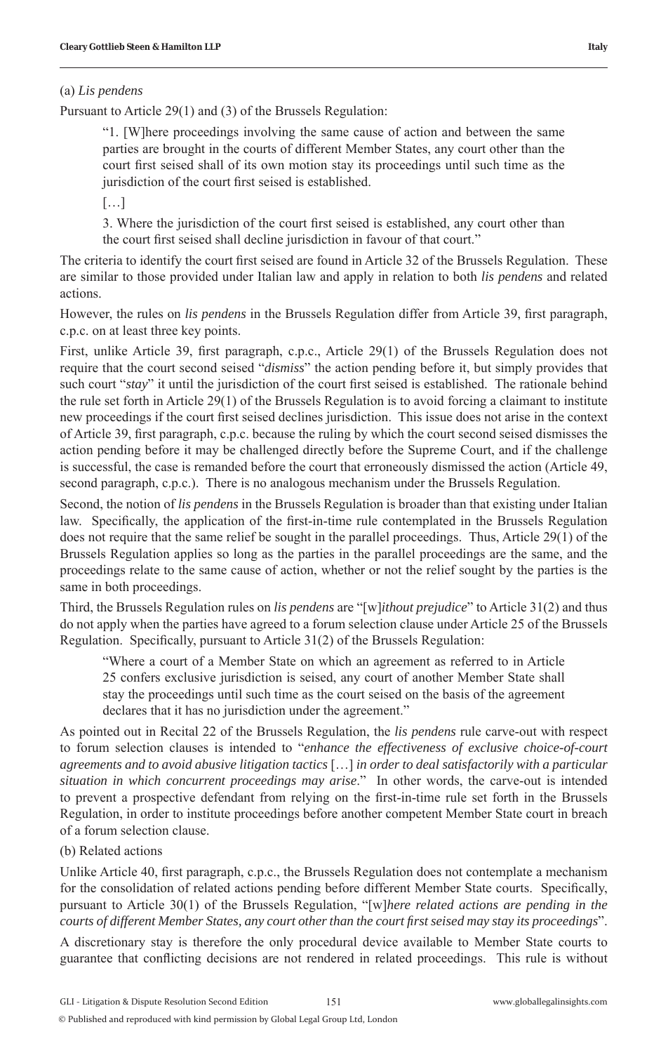(a) *Lis pendens*

Pursuant to Article 29(1) and (3) of the Brussels Regulation:

> "1. [W]here proceedings involving the same cause of action and between the same parties are brought in the courts of different Member States, any court other than the court first seised shall of its own motion stay its proceedings until such time as the jurisdiction of the court first seised is established.
>
> […]
>
> 3. Where the jurisdiction of the court first seised is established, any court other than the court first seised shall decline jurisdiction in favour of that court."

The criteria to identify the court first seised are found in Article 32 of the Brussels Regulation. These are similar to those provided under Italian law and apply in relation to both *lis pendens* and related actions.

However, the rules on *lis pendens* in the Brussels Regulation differ from Article 39, first paragraph, c.p.c. on at least three key points.

First, unlike Article 39, first paragraph, c.p.c., Article 29(1) of the Brussels Regulation does not require that the court second seised "*dismiss*" the action pending before it, but simply provides that such court "*stay*" it until the jurisdiction of the court first seised is established. The rationale behind the rule set forth in Article 29(1) of the Brussels Regulation is to avoid forcing a claimant to institute new proceedings if the court first seised declines jurisdiction. This issue does not arise in the context of Article 39, first paragraph, c.p.c. because the ruling by which the court second seised dismisses the action pending before it may be challenged directly before the Supreme Court, and if the challenge is successful, the case is remanded before the court that erroneously dismissed the action (Article 49, second paragraph, c.p.c.). There is no analogous mechanism under the Brussels Regulation.

Second, the notion of *lis pendens* in the Brussels Regulation is broader than that existing under Italian law. Specifically, the application of the first-in-time rule contemplated in the Brussels Regulation does not require that the same relief be sought in the parallel proceedings. Thus, Article 29(1) of the Brussels Regulation applies so long as the parties in the parallel proceedings are the same, and the proceedings relate to the same cause of action, whether or not the relief sought by the parties is the same in both proceedings.

Third, the Brussels Regulation rules on *lis pendens* are "[w]*ithout prejudice*" to Article 31(2) and thus do not apply when the parties have agreed to a forum selection clause under Article 25 of the Brussels Regulation. Specifically, pursuant to Article 31(2) of the Brussels Regulation:

> "Where a court of a Member State on which an agreement as referred to in Article 25 confers exclusive jurisdiction is seised, any court of another Member State shall stay the proceedings until such time as the court seised on the basis of the agreement declares that it has no jurisdiction under the agreement."

As pointed out in Recital 22 of the Brussels Regulation, the *lis pendens* rule carve-out with respect to forum selection clauses is intended to "*enhance the effectiveness of exclusive choice-of-court agreements and to avoid abusive litigation tactics* […] *in order to deal satisfactorily with a particular situation in which concurrent proceedings may arise*." In other words, the carve-out is intended to prevent a prospective defendant from relying on the first-in-time rule set forth in the Brussels Regulation, in order to institute proceedings before another competent Member State court in breach of a forum selection clause.

(b) Related actions

Unlike Article 40, first paragraph, c.p.c., the Brussels Regulation does not contemplate a mechanism for the consolidation of related actions pending before different Member State courts. Specifically, pursuant to Article 30(1) of the Brussels Regulation, "[w]*here related actions are pending in the courts of different Member States, any court other than the court first seised may stay its proceedings*".

A discretionary stay is therefore the only procedural device available to Member State courts to guarantee that conflicting decisions are not rendered in related proceedings. This rule is without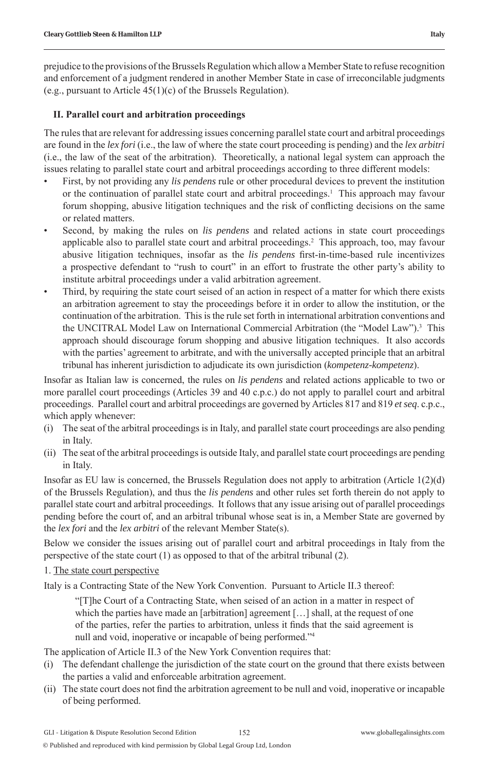prejudice to the provisions of the Brussels Regulation which allow a Member State to refuse recognition and enforcement of a judgment rendered in another Member State in case of irreconcilable judgments (e.g., pursuant to Article 45(1)(c) of the Brussels Regulation).

### II. Parallel court and arbitration proceedings

The rules that are relevant for addressing issues concerning parallel state court and arbitral proceedings are found in the *lex fori* (i.e., the law of where the state court proceeding is pending) and the *lex arbitri* (i.e., the law of the seat of the arbitration). Theoretically, a national legal system can approach the issues relating to parallel state court and arbitral proceedings according to three different models:

- First, by not providing any *lis pendens* rule or other procedural devices to prevent the institution or the continuation of parallel state court and arbitral proceedings.[1] This approach may favour forum shopping, abusive litigation techniques and the risk of conflicting decisions on the same or related matters.
- Second, by making the rules on *lis pendens* and related actions in state court proceedings applicable also to parallel state court and arbitral proceedings.[2] This approach, too, may favour abusive litigation techniques, insofar as the *lis pendens* first-in-time-based rule incentivizes a prospective defendant to "rush to court" in an effort to frustrate the other party's ability to institute arbitral proceedings under a valid arbitration agreement.
- Third, by requiring the state court seised of an action in respect of a matter for which there exists an arbitration agreement to stay the proceedings before it in order to allow the institution, or the continuation of the arbitration. This is the rule set forth in international arbitration conventions and the UNCITRAL Model Law on International Commercial Arbitration (the "Model Law").[3] This approach should discourage forum shopping and abusive litigation techniques. It also accords with the parties' agreement to arbitrate, and with the universally accepted principle that an arbitral tribunal has inherent jurisdiction to adjudicate its own jurisdiction (*kompetenz-kompetenz*).

Insofar as Italian law is concerned, the rules on *lis pendens* and related actions applicable to two or more parallel court proceedings (Articles 39 and 40 c.p.c.) do not apply to parallel court and arbitral proceedings. Parallel court and arbitral proceedings are governed by Articles 817 and 819 *et seq.* c.p.c., which apply whenever:

(i) The seat of the arbitral proceedings is in Italy, and parallel state court proceedings are also pending in Italy.
(ii) The seat of the arbitral proceedings is outside Italy, and parallel state court proceedings are pending in Italy.

Insofar as EU law is concerned, the Brussels Regulation does not apply to arbitration (Article 1(2)(d) of the Brussels Regulation), and thus the *lis pendens* and other rules set forth therein do not apply to parallel state court and arbitral proceedings. It follows that any issue arising out of parallel proceedings pending before the court of, and an arbitral tribunal whose seat is in, a Member State are governed by the *lex fori* and the *lex arbitri* of the relevant Member State(s).

Below we consider the issues arising out of parallel court and arbitral proceedings in Italy from the perspective of the state court (1) as opposed to that of the arbitral tribunal (2).

1. The state court perspective

Italy is a Contracting State of the New York Convention. Pursuant to Article II.3 thereof:

> "[T]he Court of a Contracting State, when seised of an action in a matter in respect of which the parties have made an [arbitration] agreement […] shall, at the request of one of the parties, refer the parties to arbitration, unless it finds that the said agreement is null and void, inoperative or incapable of being performed."[4]

The application of Article II.3 of the New York Convention requires that:

(i) The defendant challenge the jurisdiction of the state court on the ground that there exists between the parties a valid and enforceable arbitration agreement.
(ii) The state court does not find the arbitration agreement to be null and void, inoperative or incapable of being performed.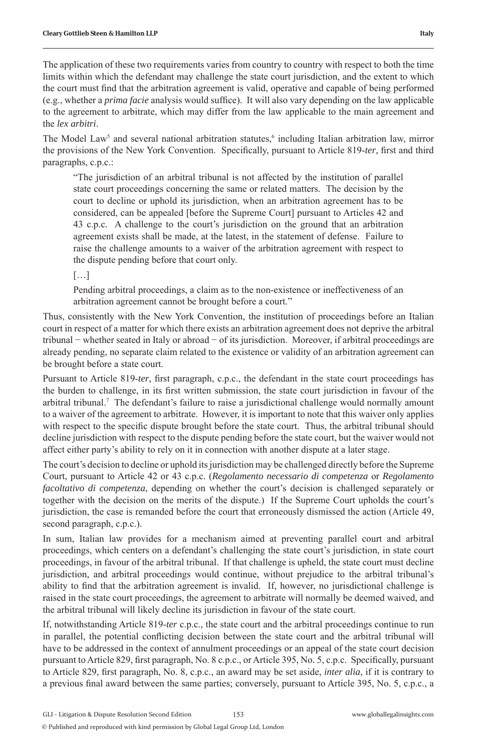The application of these two requirements varies from country to country with respect to both the time limits within which the defendant may challenge the state court jurisdiction, and the extent to which the court must find that the arbitration agreement is valid, operative and capable of being performed (e.g., whether a *prima facie* analysis would suffice). It will also vary depending on the law applicable to the agreement to arbitrate, which may differ from the law applicable to the main agreement and the *lex arbitri*.

The Model Law[5] and several national arbitration statutes,[6] including Italian arbitration law, mirror the provisions of the New York Convention. Specifically, pursuant to Article 819-*ter*, first and third paragraphs, c.p.c.:

> "The jurisdiction of an arbitral tribunal is not affected by the institution of parallel state court proceedings concerning the same or related matters. The decision by the court to decline or uphold its jurisdiction, when an arbitration agreement has to be considered, can be appealed [before the Supreme Court] pursuant to Articles 42 and 43 c.p.c. A challenge to the court's jurisdiction on the ground that an arbitration agreement exists shall be made, at the latest, in the statement of defense. Failure to raise the challenge amounts to a waiver of the arbitration agreement with respect to the dispute pending before that court only.
>
> […]
>
> Pending arbitral proceedings, a claim as to the non-existence or ineffectiveness of an arbitration agreement cannot be brought before a court."

Thus, consistently with the New York Convention, the institution of proceedings before an Italian court in respect of a matter for which there exists an arbitration agreement does not deprive the arbitral tribunal − whether seated in Italy or abroad − of its jurisdiction. Moreover, if arbitral proceedings are already pending, no separate claim related to the existence or validity of an arbitration agreement can be brought before a state court.

Pursuant to Article 819-*ter*, first paragraph, c.p.c., the defendant in the state court proceedings has the burden to challenge, in its first written submission, the state court jurisdiction in favour of the arbitral tribunal.[7] The defendant's failure to raise a jurisdictional challenge would normally amount to a waiver of the agreement to arbitrate. However, it is important to note that this waiver only applies with respect to the specific dispute brought before the state court. Thus, the arbitral tribunal should decline jurisdiction with respect to the dispute pending before the state court, but the waiver would not affect either party's ability to rely on it in connection with another dispute at a later stage.

The court's decision to decline or uphold its jurisdiction may be challenged directly before the Supreme Court, pursuant to Article 42 or 43 c.p.c. (*Regolamento necessario di competenza* or *Regolamento facoltativo di competenza*, depending on whether the court's decision is challenged separately or together with the decision on the merits of the dispute.) If the Supreme Court upholds the court's jurisdiction, the case is remanded before the court that erroneously dismissed the action (Article 49, second paragraph, c.p.c.).

In sum, Italian law provides for a mechanism aimed at preventing parallel court and arbitral proceedings, which centers on a defendant's challenging the state court's jurisdiction, in state court proceedings, in favour of the arbitral tribunal. If that challenge is upheld, the state court must decline jurisdiction, and arbitral proceedings would continue, without prejudice to the arbitral tribunal's ability to find that the arbitration agreement is invalid. If, however, no jurisdictional challenge is raised in the state court proceedings, the agreement to arbitrate will normally be deemed waived, and the arbitral tribunal will likely decline its jurisdiction in favour of the state court.

If, notwithstanding Article 819-*ter* c.p.c., the state court and the arbitral proceedings continue to run in parallel, the potential conflicting decision between the state court and the arbitral tribunal will have to be addressed in the context of annulment proceedings or an appeal of the state court decision pursuant to Article 829, first paragraph, No. 8 c.p.c., or Article 395, No. 5, c.p.c. Specifically, pursuant to Article 829, first paragraph, No. 8, c.p.c., an award may be set aside, *inter alia*, if it is contrary to a previous final award between the same parties; conversely, pursuant to Article 395, No. 5, c.p.c., a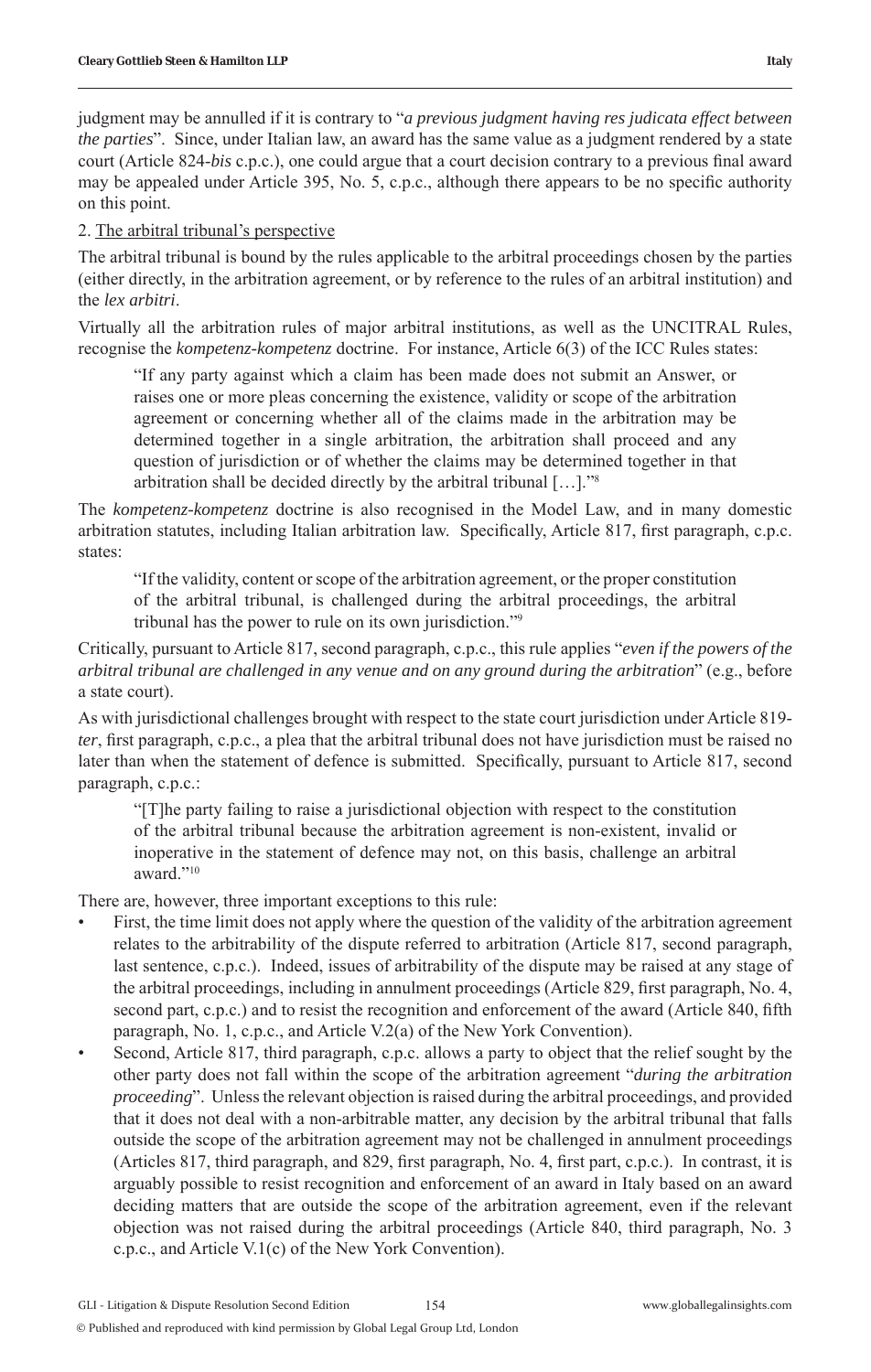judgment may be annulled if it is contrary to "*a previous judgment having res judicata effect between the parties*". Since, under Italian law, an award has the same value as a judgment rendered by a state court (Article 824-*bis* c.p.c.), one could argue that a court decision contrary to a previous final award may be appealed under Article 395, No. 5, c.p.c., although there appears to be no specific authority on this point.

2. The arbitral tribunal's perspective

The arbitral tribunal is bound by the rules applicable to the arbitral proceedings chosen by the parties (either directly, in the arbitration agreement, or by reference to the rules of an arbitral institution) and the *lex arbitri*.

Virtually all the arbitration rules of major arbitral institutions, as well as the UNCITRAL Rules, recognise the *kompetenz-kompetenz* doctrine. For instance, Article 6(3) of the ICC Rules states:

> "If any party against which a claim has been made does not submit an Answer, or raises one or more pleas concerning the existence, validity or scope of the arbitration agreement or concerning whether all of the claims made in the arbitration may be determined together in a single arbitration, the arbitration shall proceed and any question of jurisdiction or of whether the claims may be determined together in that arbitration shall be decided directly by the arbitral tribunal […]."[8]

The *kompetenz-kompetenz* doctrine is also recognised in the Model Law, and in many domestic arbitration statutes, including Italian arbitration law. Specifically, Article 817, first paragraph, c.p.c. states:

> "If the validity, content or scope of the arbitration agreement, or the proper constitution of the arbitral tribunal, is challenged during the arbitral proceedings, the arbitral tribunal has the power to rule on its own jurisdiction."[9]

Critically, pursuant to Article 817, second paragraph, c.p.c., this rule applies "*even if the powers of the arbitral tribunal are challenged in any venue and on any ground during the arbitration*" (e.g., before a state court).

As with jurisdictional challenges brought with respect to the state court jurisdiction under Article 819-*ter*, first paragraph, c.p.c., a plea that the arbitral tribunal does not have jurisdiction must be raised no later than when the statement of defence is submitted. Specifically, pursuant to Article 817, second paragraph, c.p.c.:

> "[T]he party failing to raise a jurisdictional objection with respect to the constitution of the arbitral tribunal because the arbitration agreement is non-existent, invalid or inoperative in the statement of defence may not, on this basis, challenge an arbitral award."[10]

There are, however, three important exceptions to this rule:

- First, the time limit does not apply where the question of the validity of the arbitration agreement relates to the arbitrability of the dispute referred to arbitration (Article 817, second paragraph, last sentence, c.p.c.). Indeed, issues of arbitrability of the dispute may be raised at any stage of the arbitral proceedings, including in annulment proceedings (Article 829, first paragraph, No. 4, second part, c.p.c.) and to resist the recognition and enforcement of the award (Article 840, fifth paragraph, No. 1, c.p.c., and Article V.2(a) of the New York Convention).
- Second, Article 817, third paragraph, c.p.c. allows a party to object that the relief sought by the other party does not fall within the scope of the arbitration agreement "*during the arbitration proceeding*". Unless the relevant objection is raised during the arbitral proceedings, and provided that it does not deal with a non-arbitrable matter, any decision by the arbitral tribunal that falls outside the scope of the arbitration agreement may not be challenged in annulment proceedings (Articles 817, third paragraph, and 829, first paragraph, No. 4, first part, c.p.c.). In contrast, it is arguably possible to resist recognition and enforcement of an award in Italy based on an award deciding matters that are outside the scope of the arbitration agreement, even if the relevant objection was not raised during the arbitral proceedings (Article 840, third paragraph, No. 3 c.p.c., and Article V.1(c) of the New York Convention).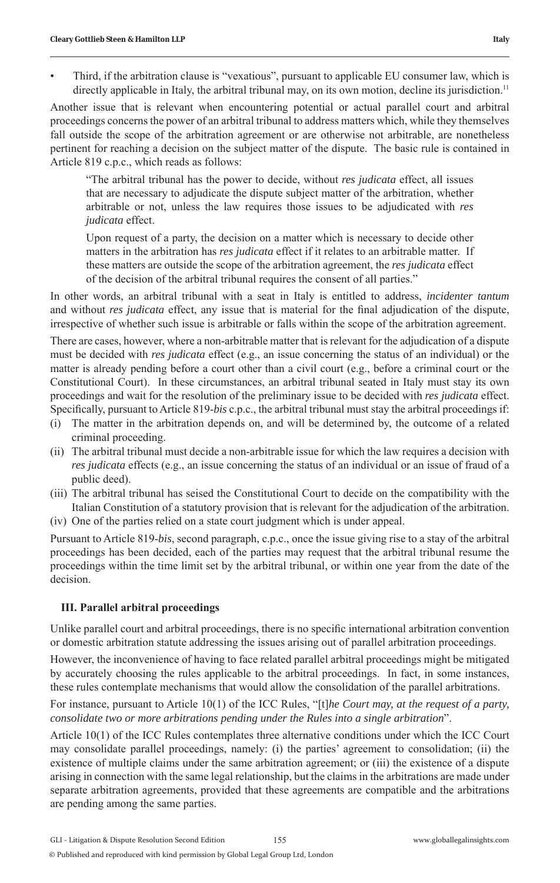- Third, if the arbitration clause is "vexatious", pursuant to applicable EU consumer law, which is directly applicable in Italy, the arbitral tribunal may, on its own motion, decline its jurisdiction.[11]

Another issue that is relevant when encountering potential or actual parallel court and arbitral proceedings concerns the power of an arbitral tribunal to address matters which, while they themselves fall outside the scope of the arbitration agreement or are otherwise not arbitrable, are nonetheless pertinent for reaching a decision on the subject matter of the dispute. The basic rule is contained in Article 819 c.p.c., which reads as follows:

> "The arbitral tribunal has the power to decide, without *res judicata* effect, all issues that are necessary to adjudicate the dispute subject matter of the arbitration, whether arbitrable or not, unless the law requires those issues to be adjudicated with *res judicata* effect.
>
> Upon request of a party, the decision on a matter which is necessary to decide other matters in the arbitration has *res judicata* effect if it relates to an arbitrable matter. If these matters are outside the scope of the arbitration agreement, the *res judicata* effect of the decision of the arbitral tribunal requires the consent of all parties."

In other words, an arbitral tribunal with a seat in Italy is entitled to address, *incidenter tantum* and without *res judicata* effect, any issue that is material for the final adjudication of the dispute, irrespective of whether such issue is arbitrable or falls within the scope of the arbitration agreement.

There are cases, however, where a non-arbitrable matter that is relevant for the adjudication of a dispute must be decided with *res judicata* effect (e.g., an issue concerning the status of an individual) or the matter is already pending before a court other than a civil court (e.g., before a criminal court or the Constitutional Court). In these circumstances, an arbitral tribunal seated in Italy must stay its own proceedings and wait for the resolution of the preliminary issue to be decided with *res judicata* effect. Specifically, pursuant to Article 819-*bis* c.p.c., the arbitral tribunal must stay the arbitral proceedings if:

(i) The matter in the arbitration depends on, and will be determined by, the outcome of a related criminal proceeding.
(ii) The arbitral tribunal must decide a non-arbitrable issue for which the law requires a decision with *res judicata* effects (e.g., an issue concerning the status of an individual or an issue of fraud of a public deed).
(iii) The arbitral tribunal has seised the Constitutional Court to decide on the compatibility with the Italian Constitution of a statutory provision that is relevant for the adjudication of the arbitration.
(iv) One of the parties relied on a state court judgment which is under appeal.

Pursuant to Article 819-*bis*, second paragraph, c.p.c., once the issue giving rise to a stay of the arbitral proceedings has been decided, each of the parties may request that the arbitral tribunal resume the proceedings within the time limit set by the arbitral tribunal, or within one year from the date of the decision.

## III. Parallel arbitral proceedings

Unlike parallel court and arbitral proceedings, there is no specific international arbitration convention or domestic arbitration statute addressing the issues arising out of parallel arbitration proceedings.

However, the inconvenience of having to face related parallel arbitral proceedings might be mitigated by accurately choosing the rules applicable to the arbitral proceedings. In fact, in some instances, these rules contemplate mechanisms that would allow the consolidation of the parallel arbitrations.

For instance, pursuant to Article 10(1) of the ICC Rules, "[t]*he Court may, at the request of a party, consolidate two or more arbitrations pending under the Rules into a single arbitration*".

Article 10(1) of the ICC Rules contemplates three alternative conditions under which the ICC Court may consolidate parallel proceedings, namely: (i) the parties' agreement to consolidation; (ii) the existence of multiple claims under the same arbitration agreement; or (iii) the existence of a dispute arising in connection with the same legal relationship, but the claims in the arbitrations are made under separate arbitration agreements, provided that these agreements are compatible and the arbitrations are pending among the same parties.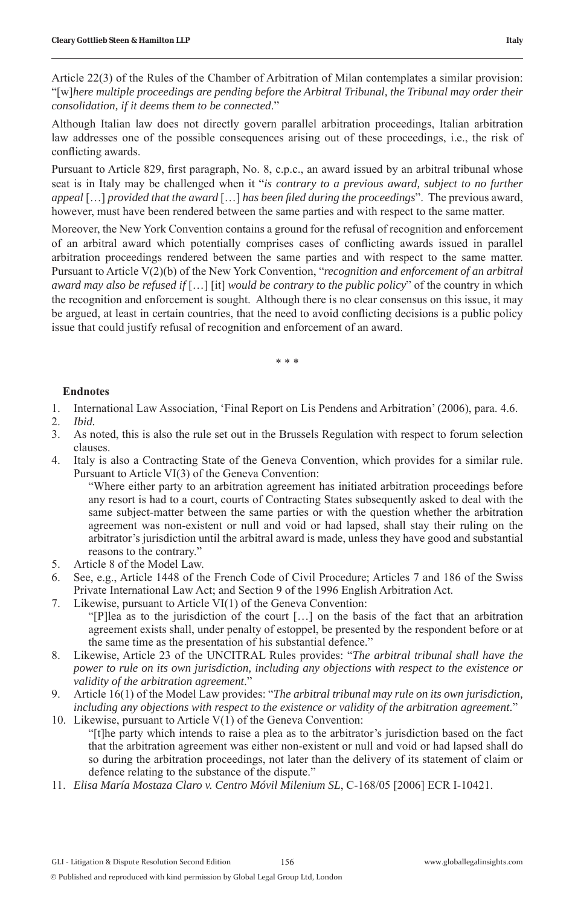Article 22(3) of the Rules of the Chamber of Arbitration of Milan contemplates a similar provision: "[w]*here multiple proceedings are pending before the Arbitral Tribunal, the Tribunal may order their consolidation, if it deems them to be connected*."

Although Italian law does not directly govern parallel arbitration proceedings, Italian arbitration law addresses one of the possible consequences arising out of these proceedings, i.e., the risk of conflicting awards.

Pursuant to Article 829, first paragraph, No. 8, c.p.c., an award issued by an arbitral tribunal whose seat is in Italy may be challenged when it "*is contrary to a previous award, subject to no further appeal* […] *provided that the award* […] *has been filed during the proceedings*". The previous award, however, must have been rendered between the same parties and with respect to the same matter.

Moreover, the New York Convention contains a ground for the refusal of recognition and enforcement of an arbitral award which potentially comprises cases of conflicting awards issued in parallel arbitration proceedings rendered between the same parties and with respect to the same matter. Pursuant to Article V(2)(b) of the New York Convention, "*recognition and enforcement of an arbitral award may also be refused if* […] [it] *would be contrary to the public policy*" of the country in which the recognition and enforcement is sought. Although there is no clear consensus on this issue, it may be argued, at least in certain countries, that the need to avoid conflicting decisions is a public policy issue that could justify refusal of recognition and enforcement of an award.

\* \* \*

**Endnotes**

1. International Law Association, 'Final Report on Lis Pendens and Arbitration' (2006), para. 4.6.
2. *Ibid.*
3. As noted, this is also the rule set out in the Brussels Regulation with respect to forum selection clauses.
4. Italy is also a Contracting State of the Geneva Convention, which provides for a similar rule. Pursuant to Article VI(3) of the Geneva Convention:
   "Where either party to an arbitration agreement has initiated arbitration proceedings before any resort is had to a court, courts of Contracting States subsequently asked to deal with the same subject-matter between the same parties or with the question whether the arbitration agreement was non-existent or null and void or had lapsed, shall stay their ruling on the arbitrator's jurisdiction until the arbitral award is made, unless they have good and substantial reasons to the contrary."
5. Article 8 of the Model Law.
6. See, e.g., Article 1448 of the French Code of Civil Procedure; Articles 7 and 186 of the Swiss Private International Law Act; and Section 9 of the 1996 English Arbitration Act.
7. Likewise, pursuant to Article VI(1) of the Geneva Convention:
   "[P]lea as to the jurisdiction of the court […] on the basis of the fact that an arbitration agreement exists shall, under penalty of estoppel, be presented by the respondent before or at the same time as the presentation of his substantial defence."
8. Likewise, Article 23 of the UNCITRAL Rules provides: "*The arbitral tribunal shall have the power to rule on its own jurisdiction, including any objections with respect to the existence or validity of the arbitration agreement*."
9. Article 16(1) of the Model Law provides: "*The arbitral tribunal may rule on its own jurisdiction, including any objections with respect to the existence or validity of the arbitration agreement*."
10. Likewise, pursuant to Article V(1) of the Geneva Convention:
    "[t]he party which intends to raise a plea as to the arbitrator's jurisdiction based on the fact that the arbitration agreement was either non-existent or null and void or had lapsed shall do so during the arbitration proceedings, not later than the delivery of its statement of claim or defence relating to the substance of the dispute."
11. *Elisa María Mostaza Claro v. Centro Móvil Milenium SL*, C-168/05 [2006] ECR I-10421.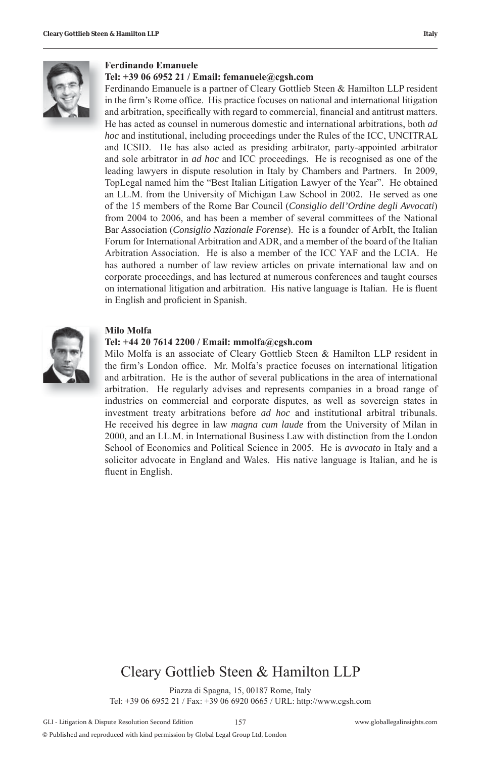**Ferdinando Emanuele**

**Tel: +39 06 6952 21 / Email: femanuele@cgsh.com**

Ferdinando Emanuele is a partner of Cleary Gottlieb Steen & Hamilton LLP resident in the firm's Rome office. His practice focuses on national and international litigation and arbitration, specifically with regard to commercial, financial and antitrust matters. He has acted as counsel in numerous domestic and international arbitrations, both *ad hoc* and institutional, including proceedings under the Rules of the ICC, UNCITRAL and ICSID. He has also acted as presiding arbitrator, party-appointed arbitrator and sole arbitrator in *ad hoc* and ICC proceedings. He is recognised as one of the leading lawyers in dispute resolution in Italy by Chambers and Partners. In 2009, TopLegal named him the "Best Italian Litigation Lawyer of the Year". He obtained an LL.M. from the University of Michigan Law School in 2002. He served as one of the 15 members of the Rome Bar Council (*Consiglio dell'Ordine degli Avvocati*) from 2004 to 2006, and has been a member of several committees of the National Bar Association (*Consiglio Nazionale Forense*). He is a founder of ArbIt, the Italian Forum for International Arbitration and ADR, and a member of the board of the Italian Arbitration Association. He is also a member of the ICC YAF and the LCIA. He has authored a number of law review articles on private international law and on corporate proceedings, and has lectured at numerous conferences and taught courses on international litigation and arbitration. His native language is Italian. He is fluent in English and proficient in Spanish.

**Milo Molfa**

**Tel: +44 20 7614 2200 / Email: mmolfa@cgsh.com**

Milo Molfa is an associate of Cleary Gottlieb Steen & Hamilton LLP resident in the firm's London office. Mr. Molfa's practice focuses on international litigation and arbitration. He is the author of several publications in the area of international arbitration. He regularly advises and represents companies in a broad range of industries on commercial and corporate disputes, as well as sovereign states in investment treaty arbitrations before *ad hoc* and institutional arbitral tribunals. He received his degree in law *magna cum laude* from the University of Milan in 2000, and an LL.M. in International Business Law with distinction from the London School of Economics and Political Science in 2005. He is *avvocato* in Italy and a solicitor advocate in England and Wales. His native language is Italian, and he is fluent in English.

# Cleary Gottlieb Steen & Hamilton LLP

Piazza di Spagna, 15, 00187 Rome, Italy
Tel: +39 06 6952 21 / Fax: +39 06 6920 0665 / URL: http://www.cgsh.com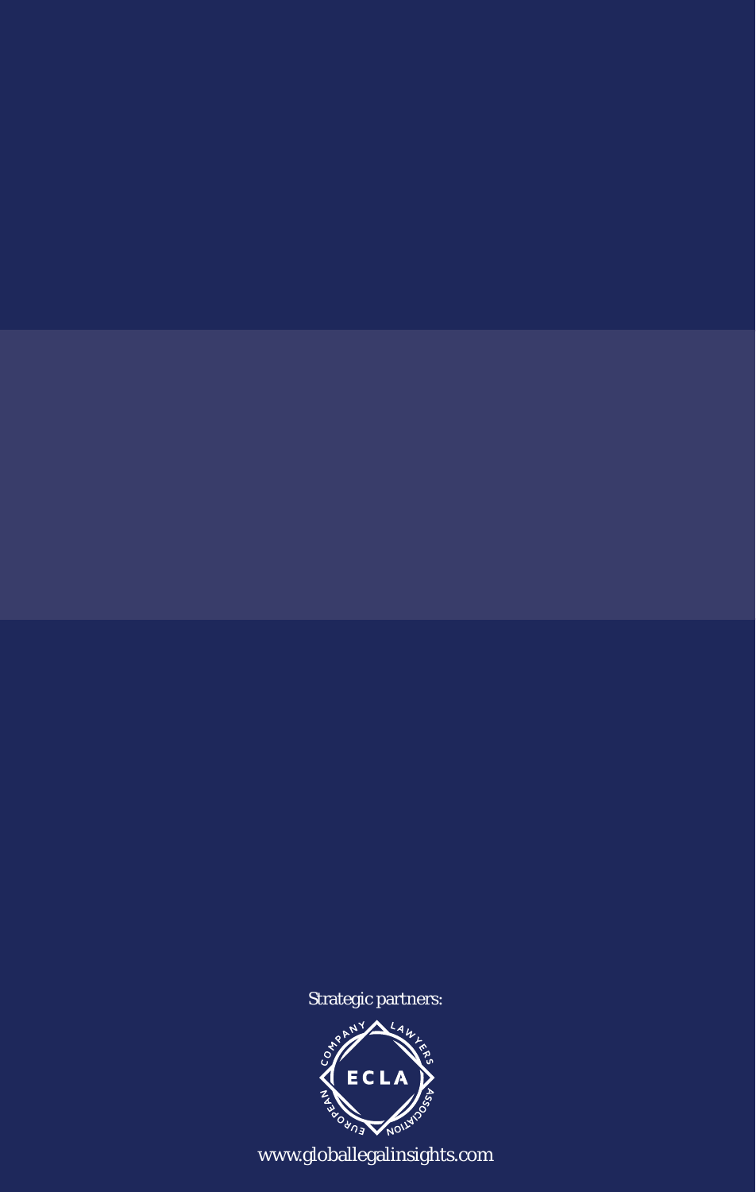Strategic partners:

ECLA

EUROPEAN COMPANY LAWYERS ASSOCIATION

www.globallegalinsights.com